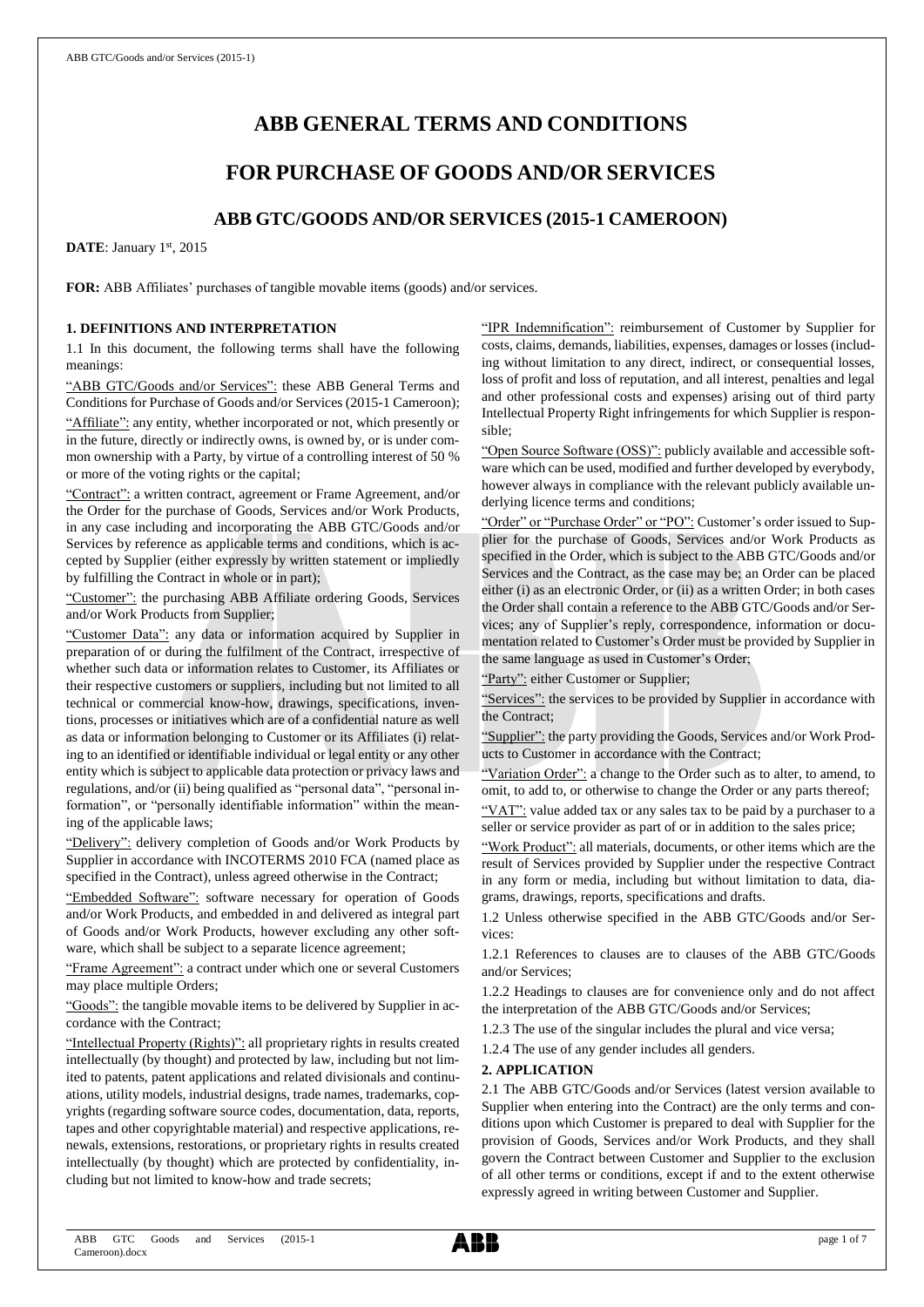# ABB GENERAL TERMS AND CONDITIONS

# FOR PURCHASE OF GOODS AND/OR SERVICES

## ABB GTC/GOODS AND/OR SERVICES (2015-1 CAMEROON)

**DATE**: January 1st, 2015

**FOR:** ABB Affiliates' purchases of tangible movable items (goods) and/or services.

### 1. DEFINITIONS AND INTERPRETATION

1.1 In this document, the following terms shall have the following meanings:

"ABB GTC/Goods and/or Services": these ABB General Terms and Conditions for Purchase of Goods and/or Services (2015-1 Cameroon);

"Affiliate": any entity, whether incorporated or not, which presently or in the future, directly or indirectly owns, is owned by, or is under common ownership with a Party, by virtue of a controlling interest of 50 % or more of the voting rights or the capital;

"Contract": a written contract, agreement or Frame Agreement, and/or the Order for the purchase of Goods, Services and/or Work Products, in any case including and incorporating the ABB GTC/Goods and/or Services by reference as applicable terms and conditions, which is accepted by Supplier (either expressly by written statement or impliedly by fulfilling the Contract in whole or in part);

"Customer": the purchasing ABB Affiliate ordering Goods, Services and/or Work Products from Supplier;

"Customer Data": any data or information acquired by Supplier in preparation of or during the fulfilment of the Contract, irrespective of whether such data or information relates to Customer, its Affiliates or their respective customers or suppliers, including but not limited to all technical or commercial know-how, drawings, specifications, inventions, processes or initiatives which are of a confidential nature as well as data or information belonging to Customer or its Affiliates (i) relating to an identified or identifiable individual or legal entity or any other entity which is subject to applicable data protection or privacy laws and regulations, and/or (ii) being qualified as "personal data", "personal information", or "personally identifiable information" within the meaning of the applicable laws;

"Delivery": delivery completion of Goods and/or Work Products by Supplier in accordance with INCOTERMS 2010 FCA (named place as specified in the Contract), unless agreed otherwise in the Contract;

"Embedded Software": software necessary for operation of Goods and/or Work Products, and embedded in and delivered as integral part of Goods and/or Work Products, however excluding any other software, which shall be subject to a separate licence agreement;

"Frame Agreement": a contract under which one or several Customers may place multiple Orders;

"Goods": the tangible movable items to be delivered by Supplier in accordance with the Contract;

"Intellectual Property (Rights)": all proprietary rights in results created intellectually (by thought) and protected by law, including but not limited to patents, patent applications and related divisionals and continuations, utility models, industrial designs, trade names, trademarks, copyrights (regarding software source codes, documentation, data, reports, tapes and other copyrightable material) and respective applications, renewals, extensions, restorations, or proprietary rights in results created intellectually (by thought) which are protected by confidentiality, including but not limited to know-how and trade secrets;

"IPR Indemnification": reimbursement of Customer by Supplier for costs, claims, demands, liabilities, expenses, damages or losses (including without limitation to any direct, indirect, or consequential losses, loss of profit and loss of reputation, and all interest, penalties and legal and other professional costs and expenses) arising out of third party Intellectual Property Right infringements for which Supplier is responsible;

"Open Source Software (OSS)": publicly available and accessible software which can be used, modified and further developed by everybody, however always in compliance with the relevant publicly available underlying licence terms and conditions;

"Order" or "Purchase Order" or "PO": Customer's order issued to Supplier for the purchase of Goods, Services and/or Work Products as specified in the Order, which is subject to the ABB GTC/Goods and/or Services and the Contract, as the case may be; an Order can be placed either (i) as an electronic Order, or (ii) as a written Order; in both cases the Order shall contain a reference to the ABB GTC/Goods and/or Services; any of Supplier's reply, correspondence, information or documentation related to Customer's Order must be provided by Supplier in the same language as used in Customer's Order;

"Party": either Customer or Supplier;

"Services": the services to be provided by Supplier in accordance with the Contract;

"Supplier": the party providing the Goods, Services and/or Work Products to Customer in accordance with the Contract;

"Variation Order": a change to the Order such as to alter, to amend, to omit, to add to, or otherwise to change the Order or any parts thereof;

"VAT": value added tax or any sales tax to be paid by a purchaser to a seller or service provider as part of or in addition to the sales price;

"Work Product": all materials, documents, or other items which are the result of Services provided by Supplier under the respective Contract in any form or media, including but without limitation to data, diagrams, drawings, reports, specifications and drafts.

1.2 Unless otherwise specified in the ABB GTC/Goods and/or Services:

1.2.1 References to clauses are to clauses of the ABB GTC/Goods and/or Services;

1.2.2 Headings to clauses are for convenience only and do not affect the interpretation of the ABB GTC/Goods and/or Services;

1.2.3 The use of the singular includes the plural and vice versa;

1.2.4 The use of any gender includes all genders.

### 2. APPLICATION

2.1 The ABB GTC/Goods and/or Services (latest version available to Supplier when entering into the Contract) are the only terms and conditions upon which Customer is prepared to deal with Supplier for the provision of Goods, Services and/or Work Products, and they shall govern the Contract between Customer and Supplier to the exclusion of all other terms or conditions, except if and to the extent otherwise expressly agreed in writing between Customer and Supplier.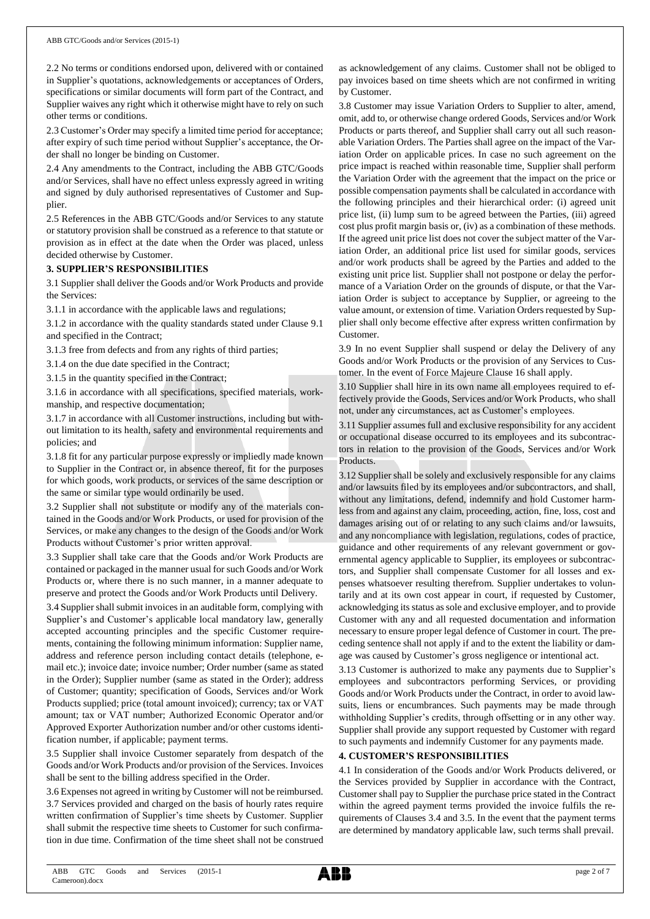2.2 No terms or conditions endorsed upon, delivered with or contained in Supplier's quotations, acknowledgements or acceptances of Orders, specifications or similar documents will form part of the Contract, and Supplier waives any right which it otherwise might have to rely on such other terms or conditions.

2.3 Customer's Order may specify a limited time period for acceptance; after expiry of such time period without Supplier's acceptance, the Order shall no longer be binding on Customer.

2.4 Any amendments to the Contract, including the ABB GTC/Goods and/or Services, shall have no effect unless expressly agreed in writing and signed by duly authorised representatives of Customer and Supplier.

2.5 References in the ABB GTC/Goods and/or Services to any statute or statutory provision shall be construed as a reference to that statute or provision as in effect at the date when the Order was placed, unless decided otherwise by Customer.

### 3. SUPPLIER'S RESPONSIBILITIES

3.1 Supplier shall deliver the Goods and/or Work Products and provide the Services:

3.1.1 in accordance with the applicable laws and regulations;

3.1.2 in accordance with the quality standards stated under Clause 9.1 and specified in the Contract;

3.1.3 free from defects and from any rights of third parties;

3.1.4 on the due date specified in the Contract;

3.1.5 in the quantity specified in the Contract;

3.1.6 in accordance with all specifications, specified materials, workmanship, and respective documentation;

3.1.7 in accordance with all Customer instructions, including but without limitation to its health, safety and environmental requirements and policies; and

3.1.8 fit for any particular purpose expressly or impliedly made known to Supplier in the Contract or, in absence thereof, fit for the purposes for which goods, work products, or services of the same description or the same or similar type would ordinarily be used.

3.2 Supplier shall not substitute or modify any of the materials contained in the Goods and/or Work Products, or used for provision of the Services, or make any changes to the design of the Goods and/or Work Products without Customer's prior written approval.

3.3 Supplier shall take care that the Goods and/or Work Products are contained or packaged in the manner usual for such Goods and/or Work Products or, where there is no such manner, in a manner adequate to preserve and protect the Goods and/or Work Products until Delivery.

3.4 Supplier shall submit invoices in an auditable form, complying with Supplier's and Customer's applicable local mandatory law, generally accepted accounting principles and the specific Customer requirements, containing the following minimum information: Supplier name, address and reference person including contact details (telephone, e-mail etc.); invoice date; invoice number; Order number (same as stated in the Order); Supplier number (same as stated in the Order); address of Customer; quantity; specification of Goods, Services and/or Work Products supplied; price (total amount invoiced); currency; tax or VAT amount; tax or VAT number; Authorized Economic Operator and/or Approved Exporter Authorization number and/or other customs identification number, if applicable; payment terms.

3.5 Supplier shall invoice Customer separately from despatch of the Goods and/or Work Products and/or provision of the Services. Invoices shall be sent to the billing address specified in the Order.

3.6 Expenses not agreed in writing by Customer will not be reimbursed.

3.7 Services provided and charged on the basis of hourly rates require written confirmation of Supplier's time sheets by Customer. Supplier shall submit the respective time sheets to Customer for such confirmation in due time. Confirmation of the time sheet shall not be construed as acknowledgement of any claims. Customer shall not be obliged to pay invoices based on time sheets which are not confirmed in writing by Customer.

3.8 Customer may issue Variation Orders to Supplier to alter, amend, omit, add to, or otherwise change ordered Goods, Services and/or Work Products or parts thereof, and Supplier shall carry out all such reasonable Variation Orders. The Parties shall agree on the impact of the Variation Order on applicable prices. In case no such agreement on the price impact is reached within reasonable time, Supplier shall perform the Variation Order with the agreement that the impact on the price or possible compensation payments shall be calculated in accordance with the following principles and their hierarchical order: (i) agreed unit price list, (ii) lump sum to be agreed between the Parties, (iii) agreed cost plus profit margin basis or, (iv) as a combination of these methods. If the agreed unit price list does not cover the subject matter of the Variation Order, an additional price list used for similar goods, services and/or work products shall be agreed by the Parties and added to the existing unit price list. Supplier shall not postpone or delay the performance of a Variation Order on the grounds of dispute, or that the Variation Order is subject to acceptance by Supplier, or agreeing to the value amount, or extension of time. Variation Orders requested by Supplier shall only become effective after express written confirmation by Customer.

3.9 In no event Supplier shall suspend or delay the Delivery of any Goods and/or Work Products or the provision of any Services to Customer. In the event of Force Majeure Clause 16 shall apply.

3.10 Supplier shall hire in its own name all employees required to effectively provide the Goods, Services and/or Work Products, who shall not, under any circumstances, act as Customer's employees.

3.11 Supplier assumes full and exclusive responsibility for any accident or occupational disease occurred to its employees and its subcontractors in relation to the provision of the Goods, Services and/or Work Products.

3.12 Supplier shall be solely and exclusively responsible for any claims and/or lawsuits filed by its employees and/or subcontractors, and shall, without any limitations, defend, indemnify and hold Customer harmless from and against any claim, proceeding, action, fine, loss, cost and damages arising out of or relating to any such claims and/or lawsuits, and any noncompliance with legislation, regulations, codes of practice, guidance and other requirements of any relevant government or governmental agency applicable to Supplier, its employees or subcontractors, and Supplier shall compensate Customer for all losses and expenses whatsoever resulting therefrom. Supplier undertakes to voluntarily and at its own cost appear in court, if requested by Customer, acknowledging its status as sole and exclusive employer, and to provide Customer with any and all requested documentation and information necessary to ensure proper legal defence of Customer in court. The preceding sentence shall not apply if and to the extent the liability or damage was caused by Customer's gross negligence or intentional act.

3.13 Customer is authorized to make any payments due to Supplier's employees and subcontractors performing Services, or providing Goods and/or Work Products under the Contract, in order to avoid lawsuits, liens or encumbrances. Such payments may be made through withholding Supplier's credits, through offsetting or in any other way. Supplier shall provide any support requested by Customer with regard to such payments and indemnify Customer for any payments made.

### 4. CUSTOMER'S RESPONSIBILITIES

4.1 In consideration of the Goods and/or Work Products delivered, or the Services provided by Supplier in accordance with the Contract, Customer shall pay to Supplier the purchase price stated in the Contract within the agreed payment terms provided the invoice fulfils the requirements of Clauses 3.4 and 3.5. In the event that the payment terms are determined by mandatory applicable law, such terms shall prevail.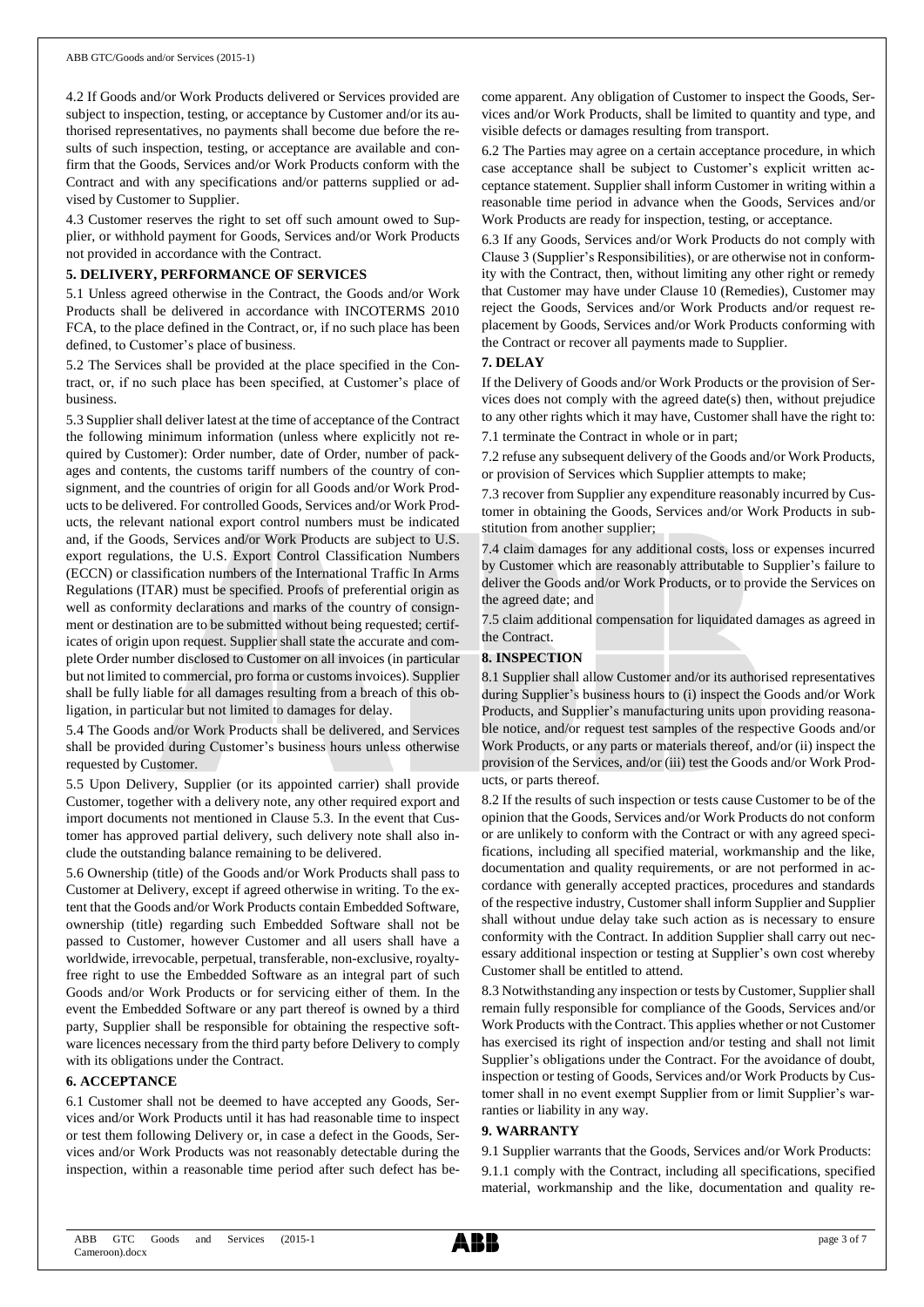4.2 If Goods and/or Work Products delivered or Services provided are subject to inspection, testing, or acceptance by Customer and/or its authorised representatives, no payments shall become due before the results of such inspection, testing, or acceptance are available and confirm that the Goods, Services and/or Work Products conform with the Contract and with any specifications and/or patterns supplied or advised by Customer to Supplier.

4.3 Customer reserves the right to set off such amount owed to Supplier, or withhold payment for Goods, Services and/or Work Products not provided in accordance with the Contract.

## 5. DELIVERY, PERFORMANCE OF SERVICES

5.1 Unless agreed otherwise in the Contract, the Goods and/or Work Products shall be delivered in accordance with INCOTERMS 2010 FCA, to the place defined in the Contract, or, if no such place has been defined, to Customer's place of business.

5.2 The Services shall be provided at the place specified in the Contract, or, if no such place has been specified, at Customer's place of business.

5.3 Supplier shall deliver latest at the time of acceptance of the Contract the following minimum information (unless where explicitly not required by Customer): Order number, date of Order, number of packages and contents, the customs tariff numbers of the country of consignment, and the countries of origin for all Goods and/or Work Products to be delivered. For controlled Goods, Services and/or Work Products, the relevant national export control numbers must be indicated and, if the Goods, Services and/or Work Products are subject to U.S. export regulations, the U.S. Export Control Classification Numbers (ECCN) or classification numbers of the International Traffic In Arms Regulations (ITAR) must be specified. Proofs of preferential origin as well as conformity declarations and marks of the country of consignment or destination are to be submitted without being requested; certificates of origin upon request. Supplier shall state the accurate and complete Order number disclosed to Customer on all invoices (in particular but not limited to commercial, pro forma or customs invoices). Supplier shall be fully liable for all damages resulting from a breach of this obligation, in particular but not limited to damages for delay.

5.4 The Goods and/or Work Products shall be delivered, and Services shall be provided during Customer's business hours unless otherwise requested by Customer.

5.5 Upon Delivery, Supplier (or its appointed carrier) shall provide Customer, together with a delivery note, any other required export and import documents not mentioned in Clause 5.3. In the event that Customer has approved partial delivery, such delivery note shall also include the outstanding balance remaining to be delivered.

5.6 Ownership (title) of the Goods and/or Work Products shall pass to Customer at Delivery, except if agreed otherwise in writing. To the extent that the Goods and/or Work Products contain Embedded Software, ownership (title) regarding such Embedded Software shall not be passed to Customer, however Customer and all users shall have a worldwide, irrevocable, perpetual, transferable, non-exclusive, royalty-free right to use the Embedded Software as an integral part of such Goods and/or Work Products or for servicing either of them. In the event the Embedded Software or any part thereof is owned by a third party, Supplier shall be responsible for obtaining the respective software licences necessary from the third party before Delivery to comply with its obligations under the Contract.

## 6. ACCEPTANCE

6.1 Customer shall not be deemed to have accepted any Goods, Services and/or Work Products until it has had reasonable time to inspect or test them following Delivery or, in case a defect in the Goods, Services and/or Work Products was not reasonably detectable during the inspection, within a reasonable time period after such defect has become apparent. Any obligation of Customer to inspect the Goods, Services and/or Work Products, shall be limited to quantity and type, and visible defects or damages resulting from transport.

6.2 The Parties may agree on a certain acceptance procedure, in which case acceptance shall be subject to Customer's explicit written acceptance statement. Supplier shall inform Customer in writing within a reasonable time period in advance when the Goods, Services and/or Work Products are ready for inspection, testing, or acceptance.

6.3 If any Goods, Services and/or Work Products do not comply with Clause 3 (Supplier's Responsibilities), or are otherwise not in conformity with the Contract, then, without limiting any other right or remedy that Customer may have under Clause 10 (Remedies), Customer may reject the Goods, Services and/or Work Products and/or request replacement by Goods, Services and/or Work Products conforming with the Contract or recover all payments made to Supplier.

## 7. DELAY

If the Delivery of Goods and/or Work Products or the provision of Services does not comply with the agreed date(s) then, without prejudice to any other rights which it may have, Customer shall have the right to:

7.1 terminate the Contract in whole or in part;

7.2 refuse any subsequent delivery of the Goods and/or Work Products, or provision of Services which Supplier attempts to make;

7.3 recover from Supplier any expenditure reasonably incurred by Customer in obtaining the Goods, Services and/or Work Products in substitution from another supplier;

7.4 claim damages for any additional costs, loss or expenses incurred by Customer which are reasonably attributable to Supplier's failure to deliver the Goods and/or Work Products, or to provide the Services on the agreed date; and

7.5 claim additional compensation for liquidated damages as agreed in the Contract.

## 8. INSPECTION

8.1 Supplier shall allow Customer and/or its authorised representatives during Supplier's business hours to (i) inspect the Goods and/or Work Products, and Supplier's manufacturing units upon providing reasonable notice, and/or request test samples of the respective Goods and/or Work Products, or any parts or materials thereof, and/or (ii) inspect the provision of the Services, and/or (iii) test the Goods and/or Work Products, or parts thereof.

8.2 If the results of such inspection or tests cause Customer to be of the opinion that the Goods, Services and/or Work Products do not conform or are unlikely to conform with the Contract or with any agreed specifications, including all specified material, workmanship and the like, documentation and quality requirements, or are not performed in accordance with generally accepted practices, procedures and standards of the respective industry, Customer shall inform Supplier and Supplier shall without undue delay take such action as is necessary to ensure conformity with the Contract. In addition Supplier shall carry out necessary additional inspection or testing at Supplier's own cost whereby Customer shall be entitled to attend.

8.3 Notwithstanding any inspection or tests by Customer, Supplier shall remain fully responsible for compliance of the Goods, Services and/or Work Products with the Contract. This applies whether or not Customer has exercised its right of inspection and/or testing and shall not limit Supplier's obligations under the Contract. For the avoidance of doubt, inspection or testing of Goods, Services and/or Work Products by Customer shall in no event exempt Supplier from or limit Supplier's warranties or liability in any way.

## 9. WARRANTY

9.1 Supplier warrants that the Goods, Services and/or Work Products:

9.1.1 comply with the Contract, including all specifications, specified material, workmanship and the like, documentation and quality re-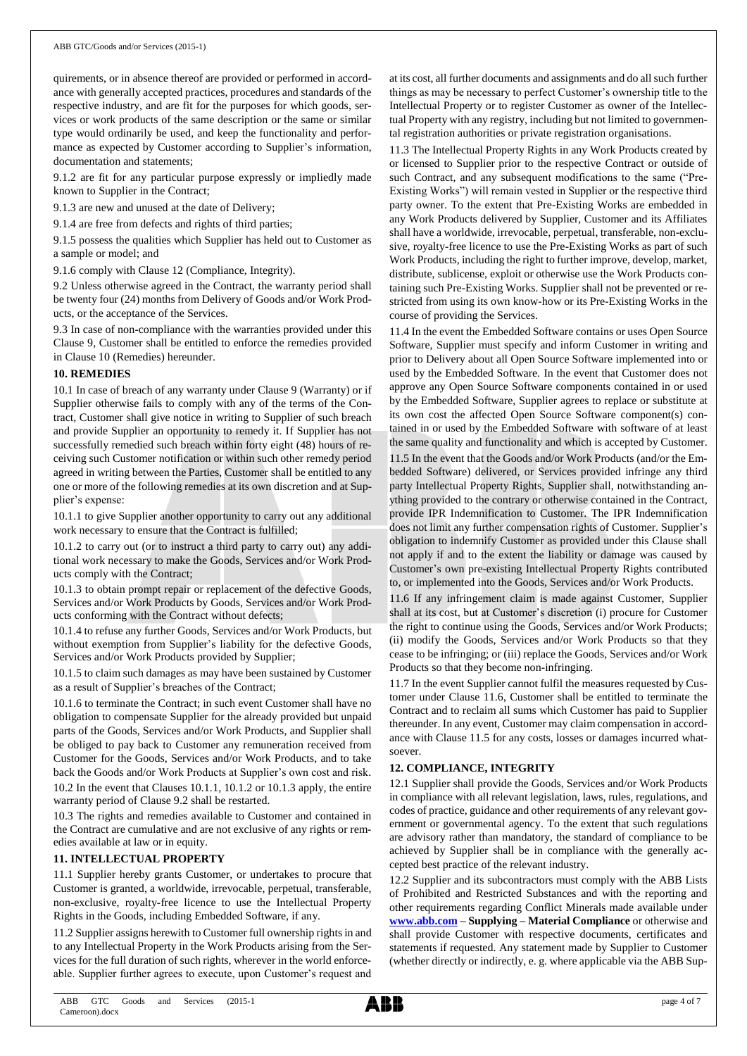quirements, or in absence thereof are provided or performed in accordance with generally accepted practices, procedures and standards of the respective industry, and are fit for the purposes for which goods, services or work products of the same description or the same or similar type would ordinarily be used, and keep the functionality and performance as expected by Customer according to Supplier's information, documentation and statements;

9.1.2 are fit for any particular purpose expressly or impliedly made known to Supplier in the Contract;

9.1.3 are new and unused at the date of Delivery;

9.1.4 are free from defects and rights of third parties;

9.1.5 possess the qualities which Supplier has held out to Customer as a sample or model; and

9.1.6 comply with Clause 12 (Compliance, Integrity).

9.2 Unless otherwise agreed in the Contract, the warranty period shall be twenty four (24) months from Delivery of Goods and/or Work Products, or the acceptance of the Services.

9.3 In case of non-compliance with the warranties provided under this Clause 9, Customer shall be entitled to enforce the remedies provided in Clause 10 (Remedies) hereunder.

**10. REMEDIES**

10.1 In case of breach of any warranty under Clause 9 (Warranty) or if Supplier otherwise fails to comply with any of the terms of the Contract, Customer shall give notice in writing to Supplier of such breach and provide Supplier an opportunity to remedy it. If Supplier has not successfully remedied such breach within forty eight (48) hours of receiving such Customer notification or within such other remedy period agreed in writing between the Parties, Customer shall be entitled to any one or more of the following remedies at its own discretion and at Supplier's expense:

10.1.1 to give Supplier another opportunity to carry out any additional work necessary to ensure that the Contract is fulfilled;

10.1.2 to carry out (or to instruct a third party to carry out) any additional work necessary to make the Goods, Services and/or Work Products comply with the Contract;

10.1.3 to obtain prompt repair or replacement of the defective Goods, Services and/or Work Products by Goods, Services and/or Work Products conforming with the Contract without defects;

10.1.4 to refuse any further Goods, Services and/or Work Products, but without exemption from Supplier's liability for the defective Goods, Services and/or Work Products provided by Supplier;

10.1.5 to claim such damages as may have been sustained by Customer as a result of Supplier's breaches of the Contract;

10.1.6 to terminate the Contract; in such event Customer shall have no obligation to compensate Supplier for the already provided but unpaid parts of the Goods, Services and/or Work Products, and Supplier shall be obliged to pay back to Customer any remuneration received from Customer for the Goods, Services and/or Work Products, and to take back the Goods and/or Work Products at Supplier's own cost and risk.

10.2 In the event that Clauses 10.1.1, 10.1.2 or 10.1.3 apply, the entire warranty period of Clause 9.2 shall be restarted.

10.3 The rights and remedies available to Customer and contained in the Contract are cumulative and are not exclusive of any rights or remedies available at law or in equity.

**11. INTELLECTUAL PROPERTY**

11.1 Supplier hereby grants Customer, or undertakes to procure that Customer is granted, a worldwide, irrevocable, perpetual, transferable, non-exclusive, royalty-free licence to use the Intellectual Property Rights in the Goods, including Embedded Software, if any.

11.2 Supplier assigns herewith to Customer full ownership rights in and to any Intellectual Property in the Work Products arising from the Services for the full duration of such rights, wherever in the world enforceable. Supplier further agrees to execute, upon Customer's request and at its cost, all further documents and assignments and do all such further things as may be necessary to perfect Customer's ownership title to the Intellectual Property or to register Customer as owner of the Intellectual Property with any registry, including but not limited to governmental registration authorities or private registration organisations.

11.3 The Intellectual Property Rights in any Work Products created by or licensed to Supplier prior to the respective Contract or outside of such Contract, and any subsequent modifications to the same ("Pre-Existing Works") will remain vested in Supplier or the respective third party owner. To the extent that Pre-Existing Works are embedded in any Work Products delivered by Supplier, Customer and its Affiliates shall have a worldwide, irrevocable, perpetual, transferable, non-exclusive, royalty-free licence to use the Pre-Existing Works as part of such Work Products, including the right to further improve, develop, market, distribute, sublicense, exploit or otherwise use the Work Products containing such Pre-Existing Works. Supplier shall not be prevented or restricted from using its own know-how or its Pre-Existing Works in the course of providing the Services.

11.4 In the event the Embedded Software contains or uses Open Source Software, Supplier must specify and inform Customer in writing and prior to Delivery about all Open Source Software implemented into or used by the Embedded Software. In the event that Customer does not approve any Open Source Software components contained in or used by the Embedded Software, Supplier agrees to replace or substitute at its own cost the affected Open Source Software component(s) contained in or used by the Embedded Software with software of at least the same quality and functionality and which is accepted by Customer.

11.5 In the event that the Goods and/or Work Products (and/or the Embedded Software) delivered, or Services provided infringe any third party Intellectual Property Rights, Supplier shall, notwithstanding anything provided to the contrary or otherwise contained in the Contract, provide IPR Indemnification to Customer. The IPR Indemnification does not limit any further compensation rights of Customer. Supplier's obligation to indemnify Customer as provided under this Clause shall not apply if and to the extent the liability or damage was caused by Customer's own pre-existing Intellectual Property Rights contributed to, or implemented into the Goods, Services and/or Work Products.

11.6 If any infringement claim is made against Customer, Supplier shall at its cost, but at Customer's discretion (i) procure for Customer the right to continue using the Goods, Services and/or Work Products; (ii) modify the Goods, Services and/or Work Products so that they cease to be infringing; or (iii) replace the Goods, Services and/or Work Products so that they become non-infringing.

11.7 In the event Supplier cannot fulfil the measures requested by Customer under Clause 11.6, Customer shall be entitled to terminate the Contract and to reclaim all sums which Customer has paid to Supplier thereunder. In any event, Customer may claim compensation in accordance with Clause 11.5 for any costs, losses or damages incurred whatsoever.

**12. COMPLIANCE, INTEGRITY**

12.1 Supplier shall provide the Goods, Services and/or Work Products in compliance with all relevant legislation, laws, rules, regulations, and codes of practice, guidance and other requirements of any relevant government or governmental agency. To the extent that such regulations are advisory rather than mandatory, the standard of compliance to be achieved by Supplier shall be in compliance with the generally accepted best practice of the relevant industry.

12.2 Supplier and its subcontractors must comply with the ABB Lists of Prohibited and Restricted Substances and with the reporting and other requirements regarding Conflict Minerals made available under **www.abb.com – Supplying – Material Compliance** or otherwise and shall provide Customer with respective documents, certificates and statements if requested. Any statement made by Supplier to Customer (whether directly or indirectly, e. g. where applicable via the ABB Sup-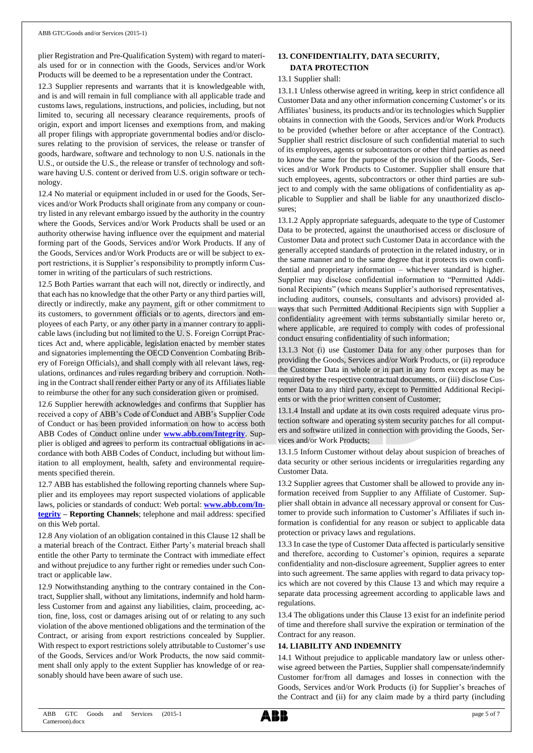plier Registration and Pre-Qualification System) with regard to materials used for or in connection with the Goods, Services and/or Work Products will be deemed to be a representation under the Contract.

12.3 Supplier represents and warrants that it is knowledgeable with, and is and will remain in full compliance with all applicable trade and customs laws, regulations, instructions, and policies, including, but not limited to, securing all necessary clearance requirements, proofs of origin, export and import licenses and exemptions from, and making all proper filings with appropriate governmental bodies and/or disclosures relating to the provision of services, the release or transfer of goods, hardware, software and technology to non U.S. nationals in the U.S., or outside the U.S., the release or transfer of technology and software having U.S. content or derived from U.S. origin software or technology.

12.4 No material or equipment included in or used for the Goods, Services and/or Work Products shall originate from any company or country listed in any relevant embargo issued by the authority in the country where the Goods, Services and/or Work Products shall be used or an authority otherwise having influence over the equipment and material forming part of the Goods, Services and/or Work Products. If any of the Goods, Services and/or Work Products are or will be subject to export restrictions, it is Supplier's responsibility to promptly inform Customer in writing of the particulars of such restrictions.

12.5 Both Parties warrant that each will not, directly or indirectly, and that each has no knowledge that the other Party or any third parties will, directly or indirectly, make any payment, gift or other commitment to its customers, to government officials or to agents, directors and employees of each Party, or any other party in a manner contrary to applicable laws (including but not limited to the U. S. Foreign Corrupt Practices Act and, where applicable, legislation enacted by member states and signatories implementing the OECD Convention Combating Bribery of Foreign Officials), and shall comply with all relevant laws, regulations, ordinances and rules regarding bribery and corruption. Nothing in the Contract shall render either Party or any of its Affiliates liable to reimburse the other for any such consideration given or promised.

12.6 Supplier herewith acknowledges and confirms that Supplier has received a copy of ABB's Code of Conduct and ABB's Supplier Code of Conduct or has been provided information on how to access both ABB Codes of Conduct online under **www.abb.com/Integrity**. Supplier is obliged and agrees to perform its contractual obligations in accordance with both ABB Codes of Conduct, including but without limitation to all employment, health, safety and environmental requirements specified therein.

12.7 ABB has established the following reporting channels where Supplier and its employees may report suspected violations of applicable laws, policies or standards of conduct: Web portal: **www.abb.com/Integrity** – **Reporting Channels**; telephone and mail address: specified on this Web portal.

12.8 Any violation of an obligation contained in this Clause 12 shall be a material breach of the Contract. Either Party's material breach shall entitle the other Party to terminate the Contract with immediate effect and without prejudice to any further right or remedies under such Contract or applicable law.

12.9 Notwithstanding anything to the contrary contained in the Contract, Supplier shall, without any limitations, indemnify and hold harmless Customer from and against any liabilities, claim, proceeding, action, fine, loss, cost or damages arising out of or relating to any such violation of the above mentioned obligations and the termination of the Contract, or arising from export restrictions concealed by Supplier. With respect to export restrictions solely attributable to Customer's use of the Goods, Services and/or Work Products, the now said commitment shall only apply to the extent Supplier has knowledge of or reasonably should have been aware of such use.

## 13. CONFIDENTIALITY, DATA SECURITY, DATA PROTECTION

13.1 Supplier shall:

13.1.1 Unless otherwise agreed in writing, keep in strict confidence all Customer Data and any other information concerning Customer's or its Affiliates' business, its products and/or its technologies which Supplier obtains in connection with the Goods, Services and/or Work Products to be provided (whether before or after acceptance of the Contract). Supplier shall restrict disclosure of such confidential material to such of its employees, agents or subcontractors or other third parties as need to know the same for the purpose of the provision of the Goods, Services and/or Work Products to Customer. Supplier shall ensure that such employees, agents, subcontractors or other third parties are subject to and comply with the same obligations of confidentiality as applicable to Supplier and shall be liable for any unauthorized disclosures;

13.1.2 Apply appropriate safeguards, adequate to the type of Customer Data to be protected, against the unauthorised access or disclosure of Customer Data and protect such Customer Data in accordance with the generally accepted standards of protection in the related industry, or in the same manner and to the same degree that it protects its own confidential and proprietary information – whichever standard is higher. Supplier may disclose confidential information to "Permitted Additional Recipients" (which means Supplier's authorised representatives, including auditors, counsels, consultants and advisors) provided always that such Permitted Additional Recipients sign with Supplier a confidentiality agreement with terms substantially similar hereto or, where applicable, are required to comply with codes of professional conduct ensuring confidentiality of such information;

13.1.3 Not (i) use Customer Data for any other purposes than for providing the Goods, Services and/or Work Products, or (ii) reproduce the Customer Data in whole or in part in any form except as may be required by the respective contractual documents, or (iii) disclose Customer Data to any third party, except to Permitted Additional Recipients or with the prior written consent of Customer;

13.1.4 Install and update at its own costs required adequate virus protection software and operating system security patches for all computers and software utilized in connection with providing the Goods, Services and/or Work Products;

13.1.5 Inform Customer without delay about suspicion of breaches of data security or other serious incidents or irregularities regarding any Customer Data.

13.2 Supplier agrees that Customer shall be allowed to provide any information received from Supplier to any Affiliate of Customer. Supplier shall obtain in advance all necessary approval or consent for Customer to provide such information to Customer's Affiliates if such information is confidential for any reason or subject to applicable data protection or privacy laws and regulations.

13.3 In case the type of Customer Data affected is particularly sensitive and therefore, according to Customer's opinion, requires a separate confidentiality and non-disclosure agreement, Supplier agrees to enter into such agreement. The same applies with regard to data privacy topics which are not covered by this Clause 13 and which may require a separate data processing agreement according to applicable laws and regulations.

13.4 The obligations under this Clause 13 exist for an indefinite period of time and therefore shall survive the expiration or termination of the Contract for any reason.

## 14. LIABILITY AND INDEMNITY

14.1 Without prejudice to applicable mandatory law or unless otherwise agreed between the Parties, Supplier shall compensate/indemnify Customer for/from all damages and losses in connection with the Goods, Services and/or Work Products (i) for Supplier's breaches of the Contract and (ii) for any claim made by a third party (including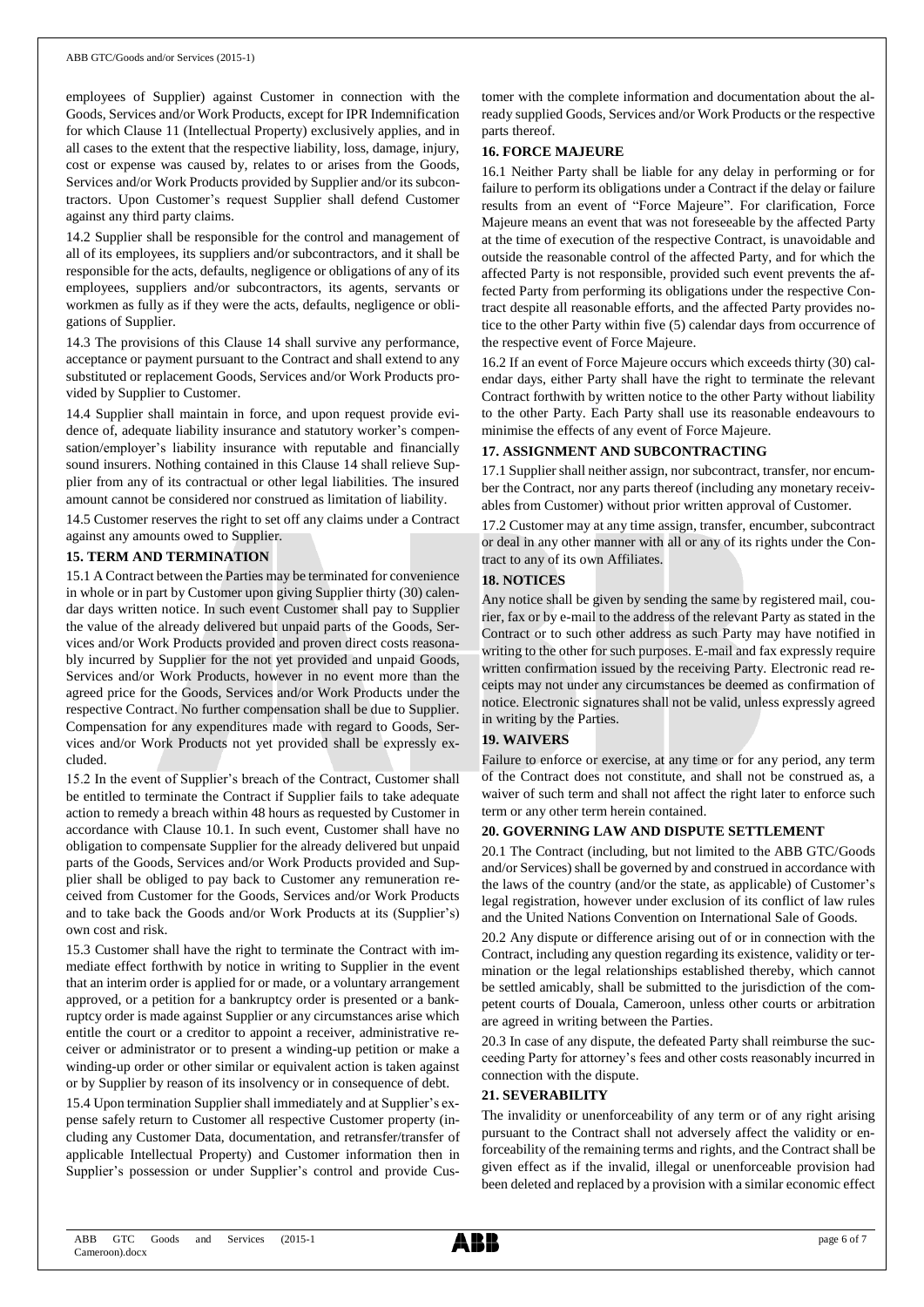employees of Supplier) against Customer in connection with the Goods, Services and/or Work Products, except for IPR Indemnification for which Clause 11 (Intellectual Property) exclusively applies, and in all cases to the extent that the respective liability, loss, damage, injury, cost or expense was caused by, relates to or arises from the Goods, Services and/or Work Products provided by Supplier and/or its subcontractors. Upon Customer's request Supplier shall defend Customer against any third party claims.

14.2 Supplier shall be responsible for the control and management of all of its employees, its suppliers and/or subcontractors, and it shall be responsible for the acts, defaults, negligence or obligations of any of its employees, suppliers and/or subcontractors, its agents, servants or workmen as fully as if they were the acts, defaults, negligence or obligations of Supplier.

14.3 The provisions of this Clause 14 shall survive any performance, acceptance or payment pursuant to the Contract and shall extend to any substituted or replacement Goods, Services and/or Work Products provided by Supplier to Customer.

14.4 Supplier shall maintain in force, and upon request provide evidence of, adequate liability insurance and statutory worker's compensation/employer's liability insurance with reputable and financially sound insurers. Nothing contained in this Clause 14 shall relieve Supplier from any of its contractual or other legal liabilities. The insured amount cannot be considered nor construed as limitation of liability.

14.5 Customer reserves the right to set off any claims under a Contract against any amounts owed to Supplier.

## 15. TERM AND TERMINATION

15.1 A Contract between the Parties may be terminated for convenience in whole or in part by Customer upon giving Supplier thirty (30) calendar days written notice. In such event Customer shall pay to Supplier the value of the already delivered but unpaid parts of the Goods, Services and/or Work Products provided and proven direct costs reasonably incurred by Supplier for the not yet provided and unpaid Goods, Services and/or Work Products, however in no event more than the agreed price for the Goods, Services and/or Work Products under the respective Contract. No further compensation shall be due to Supplier. Compensation for any expenditures made with regard to Goods, Services and/or Work Products not yet provided shall be expressly excluded.

15.2 In the event of Supplier's breach of the Contract, Customer shall be entitled to terminate the Contract if Supplier fails to take adequate action to remedy a breach within 48 hours as requested by Customer in accordance with Clause 10.1. In such event, Customer shall have no obligation to compensate Supplier for the already delivered but unpaid parts of the Goods, Services and/or Work Products provided and Supplier shall be obliged to pay back to Customer any remuneration received from Customer for the Goods, Services and/or Work Products and to take back the Goods and/or Work Products at its (Supplier's) own cost and risk.

15.3 Customer shall have the right to terminate the Contract with immediate effect forthwith by notice in writing to Supplier in the event that an interim order is applied for or made, or a voluntary arrangement approved, or a petition for a bankruptcy order is presented or a bankruptcy order is made against Supplier or any circumstances arise which entitle the court or a creditor to appoint a receiver, administrative receiver or administrator or to present a winding-up petition or make a winding-up order or other similar or equivalent action is taken against or by Supplier by reason of its insolvency or in consequence of debt.

15.4 Upon termination Supplier shall immediately and at Supplier's expense safely return to Customer all respective Customer property (including any Customer Data, documentation, and retransfer/transfer of applicable Intellectual Property) and Customer information then in Supplier's possession or under Supplier's control and provide Customer with the complete information and documentation about the already supplied Goods, Services and/or Work Products or the respective parts thereof.

## 16. FORCE MAJEURE

16.1 Neither Party shall be liable for any delay in performing or for failure to perform its obligations under a Contract if the delay or failure results from an event of "Force Majeure". For clarification, Force Majeure means an event that was not foreseeable by the affected Party at the time of execution of the respective Contract, is unavoidable and outside the reasonable control of the affected Party, and for which the affected Party is not responsible, provided such event prevents the affected Party from performing its obligations under the respective Contract despite all reasonable efforts, and the affected Party provides notice to the other Party within five (5) calendar days from occurrence of the respective event of Force Majeure.

16.2 If an event of Force Majeure occurs which exceeds thirty (30) calendar days, either Party shall have the right to terminate the relevant Contract forthwith by written notice to the other Party without liability to the other Party. Each Party shall use its reasonable endeavours to minimise the effects of any event of Force Majeure.

## 17. ASSIGNMENT AND SUBCONTRACTING

17.1 Supplier shall neither assign, nor subcontract, transfer, nor encumber the Contract, nor any parts thereof (including any monetary receivables from Customer) without prior written approval of Customer.

17.2 Customer may at any time assign, transfer, encumber, subcontract or deal in any other manner with all or any of its rights under the Contract to any of its own Affiliates.

## 18. NOTICES

Any notice shall be given by sending the same by registered mail, courier, fax or by e-mail to the address of the relevant Party as stated in the Contract or to such other address as such Party may have notified in writing to the other for such purposes. E-mail and fax expressly require written confirmation issued by the receiving Party. Electronic read receipts may not under any circumstances be deemed as confirmation of notice. Electronic signatures shall not be valid, unless expressly agreed in writing by the Parties.

## 19. WAIVERS

Failure to enforce or exercise, at any time or for any period, any term of the Contract does not constitute, and shall not be construed as, a waiver of such term and shall not affect the right later to enforce such term or any other term herein contained.

## 20. GOVERNING LAW AND DISPUTE SETTLEMENT

20.1 The Contract (including, but not limited to the ABB GTC/Goods and/or Services) shall be governed by and construed in accordance with the laws of the country (and/or the state, as applicable) of Customer's legal registration, however under exclusion of its conflict of law rules and the United Nations Convention on International Sale of Goods.

20.2 Any dispute or difference arising out of or in connection with the Contract, including any question regarding its existence, validity or termination or the legal relationships established thereby, which cannot be settled amicably, shall be submitted to the jurisdiction of the competent courts of Douala, Cameroon, unless other courts or arbitration are agreed in writing between the Parties.

20.3 In case of any dispute, the defeated Party shall reimburse the succeeding Party for attorney's fees and other costs reasonably incurred in connection with the dispute.

## 21. SEVERABILITY

The invalidity or unenforceability of any term or of any right arising pursuant to the Contract shall not adversely affect the validity or enforceability of the remaining terms and rights, and the Contract shall be given effect as if the invalid, illegal or unenforceable provision had been deleted and replaced by a provision with a similar economic effect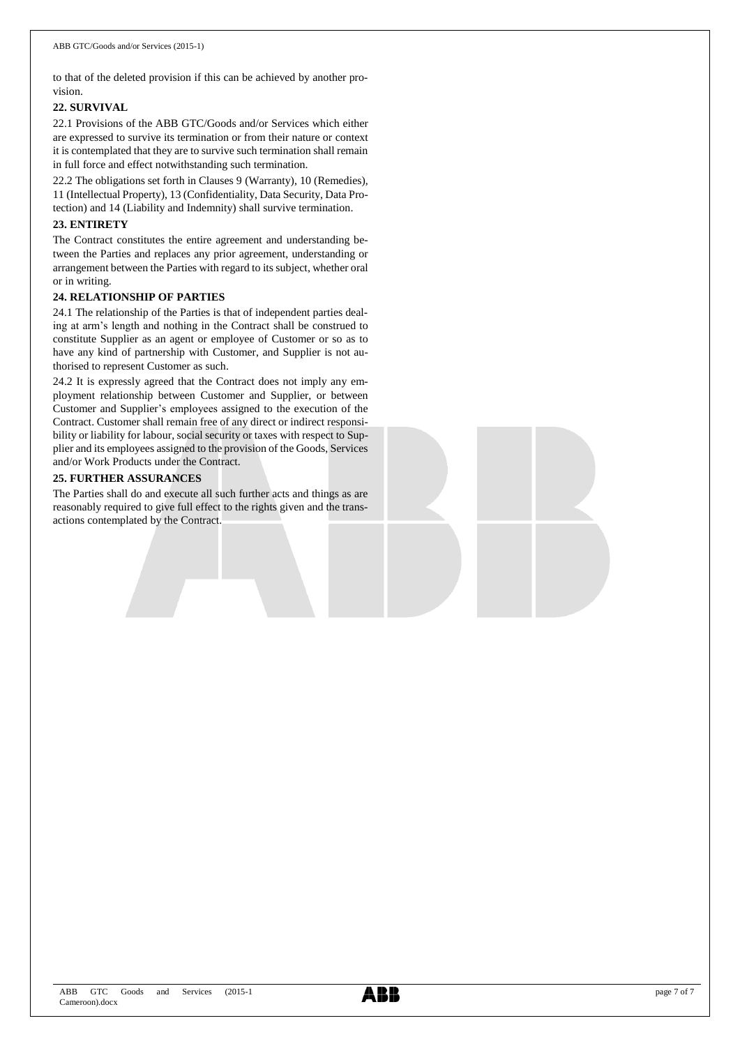to that of the deleted provision if this can be achieved by another provision.

## 22. SURVIVAL

22.1 Provisions of the ABB GTC/Goods and/or Services which either are expressed to survive its termination or from their nature or context it is contemplated that they are to survive such termination shall remain in full force and effect notwithstanding such termination.

22.2 The obligations set forth in Clauses 9 (Warranty), 10 (Remedies), 11 (Intellectual Property), 13 (Confidentiality, Data Security, Data Protection) and 14 (Liability and Indemnity) shall survive termination.

## 23. ENTIRETY

The Contract constitutes the entire agreement and understanding between the Parties and replaces any prior agreement, understanding or arrangement between the Parties with regard to its subject, whether oral or in writing.

## 24. RELATIONSHIP OF PARTIES

24.1 The relationship of the Parties is that of independent parties dealing at arm's length and nothing in the Contract shall be construed to constitute Supplier as an agent or employee of Customer or so as to have any kind of partnership with Customer, and Supplier is not authorised to represent Customer as such.

24.2 It is expressly agreed that the Contract does not imply any employment relationship between Customer and Supplier, or between Customer and Supplier's employees assigned to the execution of the Contract. Customer shall remain free of any direct or indirect responsibility or liability for labour, social security or taxes with respect to Supplier and its employees assigned to the provision of the Goods, Services and/or Work Products under the Contract.

## 25. FURTHER ASSURANCES

The Parties shall do and execute all such further acts and things as are reasonably required to give full effect to the rights given and the transactions contemplated by the Contract.